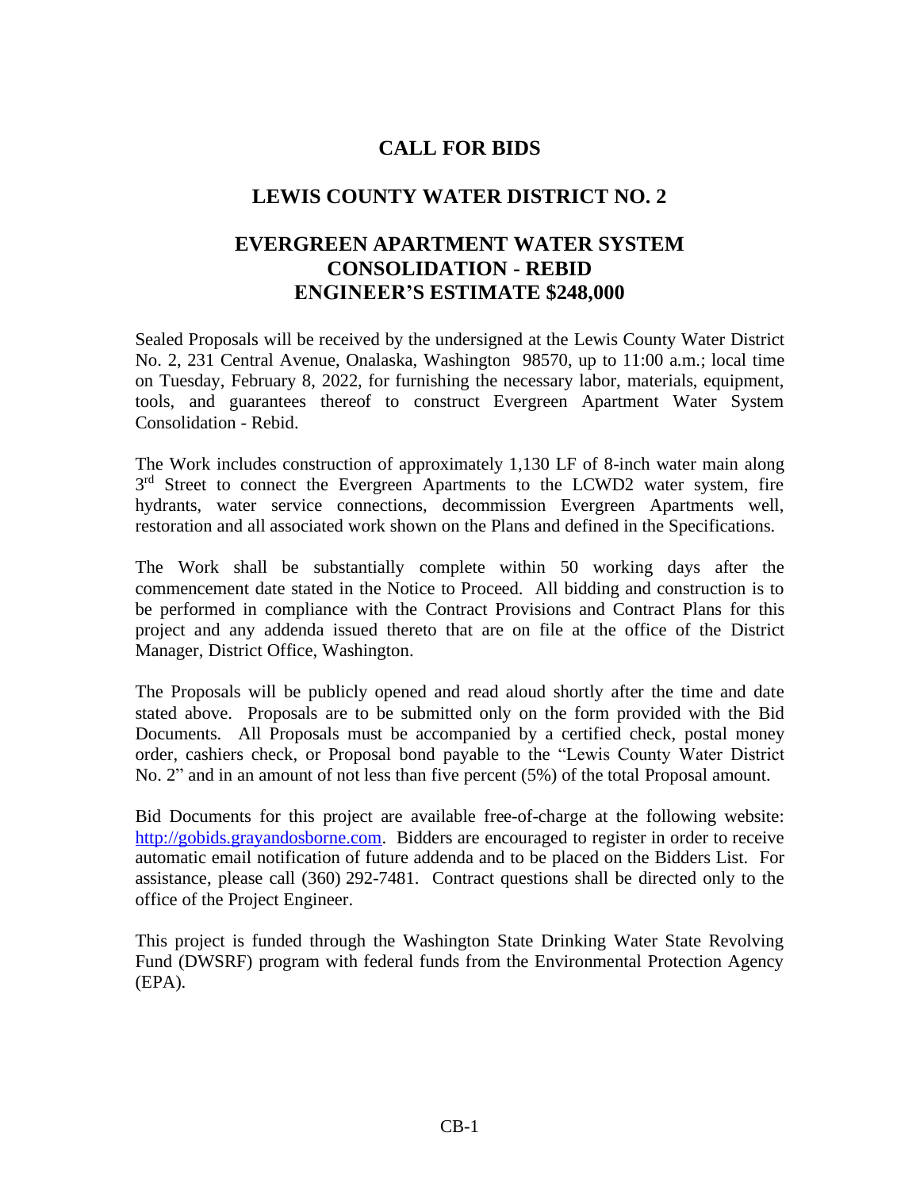# CALL FOR BIDS

## LEWIS COUNTY WATER DISTRICT NO. 2

## EVERGREEN APARTMENT WATER SYSTEM CONSOLIDATION - REBID ENGINEER'S ESTIMATE $248,000

Sealed Proposals will be received by the undersigned at the Lewis County Water District No. 2, 231 Central Avenue, Onalaska, Washington 98570, up to 11:00 a.m.; local time on Tuesday, February 8, 2022, for furnishing the necessary labor, materials, equipment, tools, and guarantees thereof to construct Evergreen Apartment Water System Consolidation - Rebid.

The Work includes construction of approximately 1,130 LF of 8-inch water main along 3rd Street to connect the Evergreen Apartments to the LCWD2 water system, fire hydrants, water service connections, decommission Evergreen Apartments well, restoration and all associated work shown on the Plans and defined in the Specifications.

The Work shall be substantially complete within 50 working days after the commencement date stated in the Notice to Proceed. All bidding and construction is to be performed in compliance with the Contract Provisions and Contract Plans for this project and any addenda issued thereto that are on file at the office of the District Manager, District Office, Washington.

The Proposals will be publicly opened and read aloud shortly after the time and date stated above. Proposals are to be submitted only on the form provided with the Bid Documents. All Proposals must be accompanied by a certified check, postal money order, cashiers check, or Proposal bond payable to the "Lewis County Water District No. 2" and in an amount of not less than five percent (5%) of the total Proposal amount.

Bid Documents for this project are available free-of-charge at the following website: http://gobids.grayandosborne.com. Bidders are encouraged to register in order to receive automatic email notification of future addenda and to be placed on the Bidders List. For assistance, please call (360) 292-7481. Contract questions shall be directed only to the office of the Project Engineer.

This project is funded through the Washington State Drinking Water State Revolving Fund (DWSRF) program with federal funds from the Environmental Protection Agency (EPA).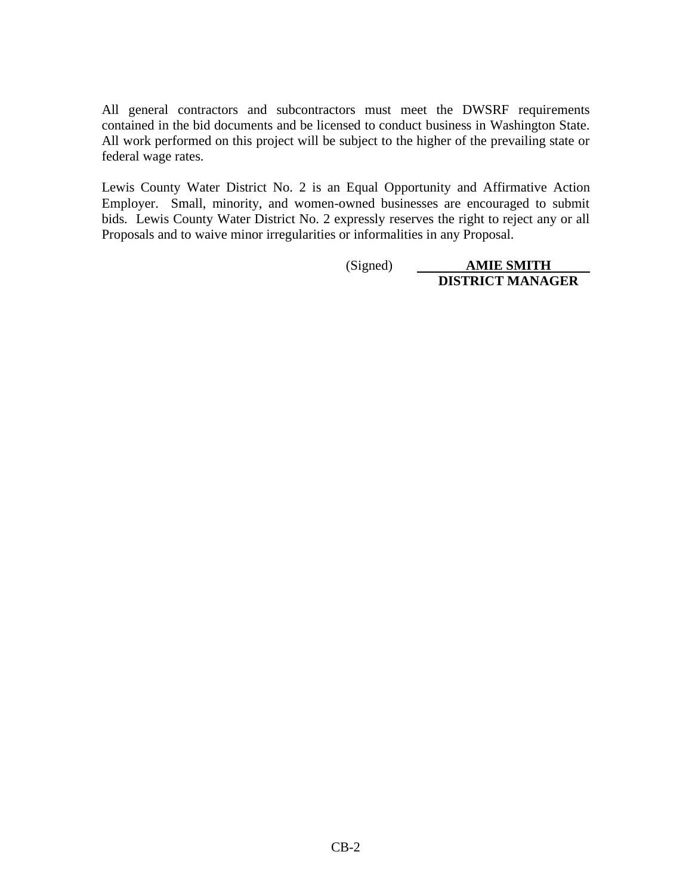All general contractors and subcontractors must meet the DWSRF requirements contained in the bid documents and be licensed to conduct business in Washington State. All work performed on this project will be subject to the higher of the prevailing state or federal wage rates.

Lewis County Water District No. 2 is an Equal Opportunity and Affirmative Action Employer. Small, minority, and women-owned businesses are encouraged to submit bids. Lewis County Water District No. 2 expressly reserves the right to reject any or all Proposals and to waive minor irregularities or informalities in any Proposal.

(Signed) **AMIE SMITH**
**DISTRICT MANAGER**